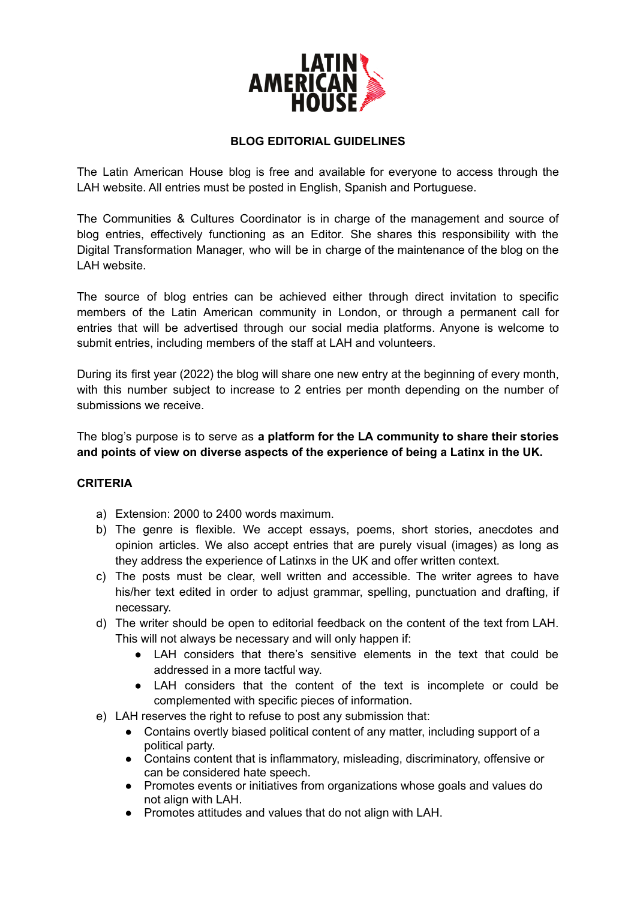LATIN AMERICAN HOUSE

## BLOG EDITORIAL GUIDELINES

The Latin American House blog is free and available for everyone to access through the LAH website. All entries must be posted in English, Spanish and Portuguese.

The Communities & Cultures Coordinator is in charge of the management and source of blog entries, effectively functioning as an Editor. She shares this responsibility with the Digital Transformation Manager, who will be in charge of the maintenance of the blog on the LAH website.

The source of blog entries can be achieved either through direct invitation to specific members of the Latin American community in London, or through a permanent call for entries that will be advertised through our social media platforms. Anyone is welcome to submit entries, including members of the staff at LAH and volunteers.

During its first year (2022) the blog will share one new entry at the beginning of every month, with this number subject to increase to 2 entries per month depending on the number of submissions we receive.

The blog's purpose is to serve as **a platform for the LA community to share their stories and points of view on diverse aspects of the experience of being a Latinx in the UK.**

### CRITERIA

a) Extension: 2000 to 2400 words maximum.
b) The genre is flexible. We accept essays, poems, short stories, anecdotes and opinion articles. We also accept entries that are purely visual (images) as long as they address the experience of Latinxs in the UK and offer written context.
c) The posts must be clear, well written and accessible. The writer agrees to have his/her text edited in order to adjust grammar, spelling, punctuation and drafting, if necessary.
d) The writer should be open to editorial feedback on the content of the text from LAH. This will not always be necessary and will only happen if:
    - LAH considers that there's sensitive elements in the text that could be addressed in a more tactful way.
    - LAH considers that the content of the text is incomplete or could be complemented with specific pieces of information.
e) LAH reserves the right to refuse to post any submission that:
    - Contains overtly biased political content of any matter, including support of a political party.
    - Contains content that is inflammatory, misleading, discriminatory, offensive or can be considered hate speech.
    - Promotes events or initiatives from organizations whose goals and values do not align with LAH.
    - Promotes attitudes and values that do not align with LAH.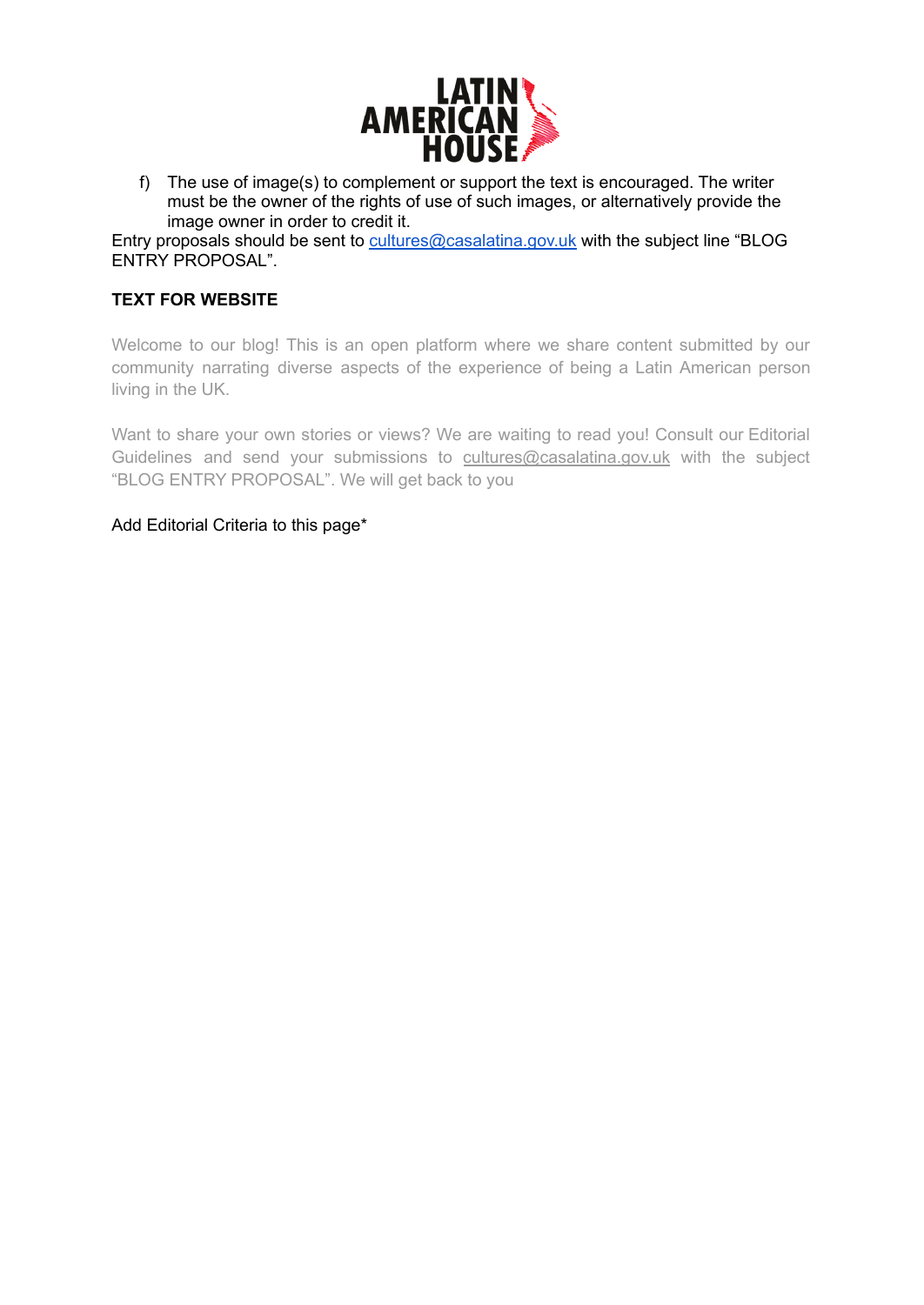f) The use of image(s) to complement or support the text is encouraged. The writer must be the owner of the rights of use of such images, or alternatively provide the image owner in order to credit it.

Entry proposals should be sent to cultures@casalatina.gov.uk with the subject line "BLOG ENTRY PROPOSAL".

**TEXT FOR WEBSITE**

Welcome to our blog! This is an open platform where we share content submitted by our community narrating diverse aspects of the experience of being a Latin American person living in the UK.

Want to share your own stories or views? We are waiting to read you! Consult our Editorial Guidelines and send your submissions to cultures@casalatina.gov.uk with the subject "BLOG ENTRY PROPOSAL". We will get back to you

Add Editorial Criteria to this page*